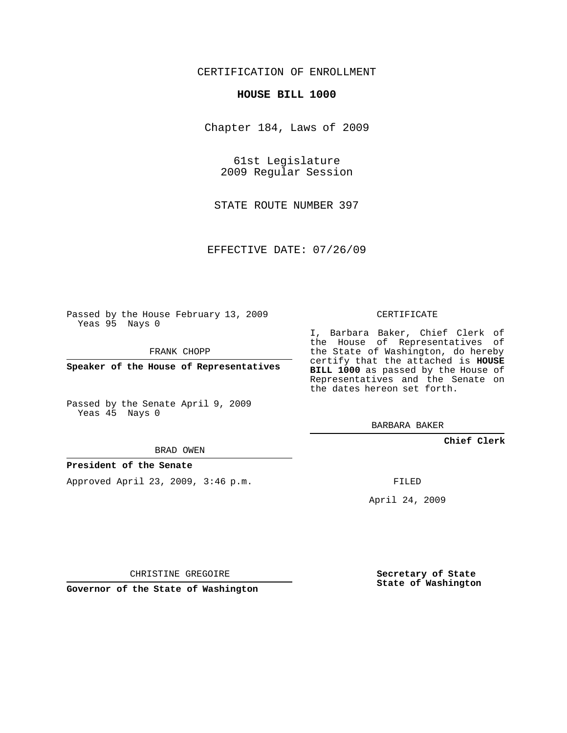CERTIFICATION OF ENROLLMENT

**HOUSE BILL 1000**

Chapter 184, Laws of 2009

61st Legislature
2009 Regular Session

STATE ROUTE NUMBER 397

EFFECTIVE DATE: 07/26/09

Passed by the House February 13, 2009
Yeas 95 Nays 0

FRANK CHOPP

**Speaker of the House of Representatives**

Passed by the Senate April 9, 2009
Yeas 45 Nays 0

BRAD OWEN

**President of the Senate**

Approved April 23, 2009, 3:46 p.m.

CHRISTINE GREGOIRE

**Governor of the State of Washington**

CERTIFICATE

I, Barbara Baker, Chief Clerk of the House of Representatives of the State of Washington, do hereby certify that the attached is **HOUSE BILL 1000** as passed by the House of Representatives and the Senate on the dates hereon set forth.

BARBARA BAKER

**Chief Clerk**

FILED

April 24, 2009

**Secretary of State**
**State of Washington**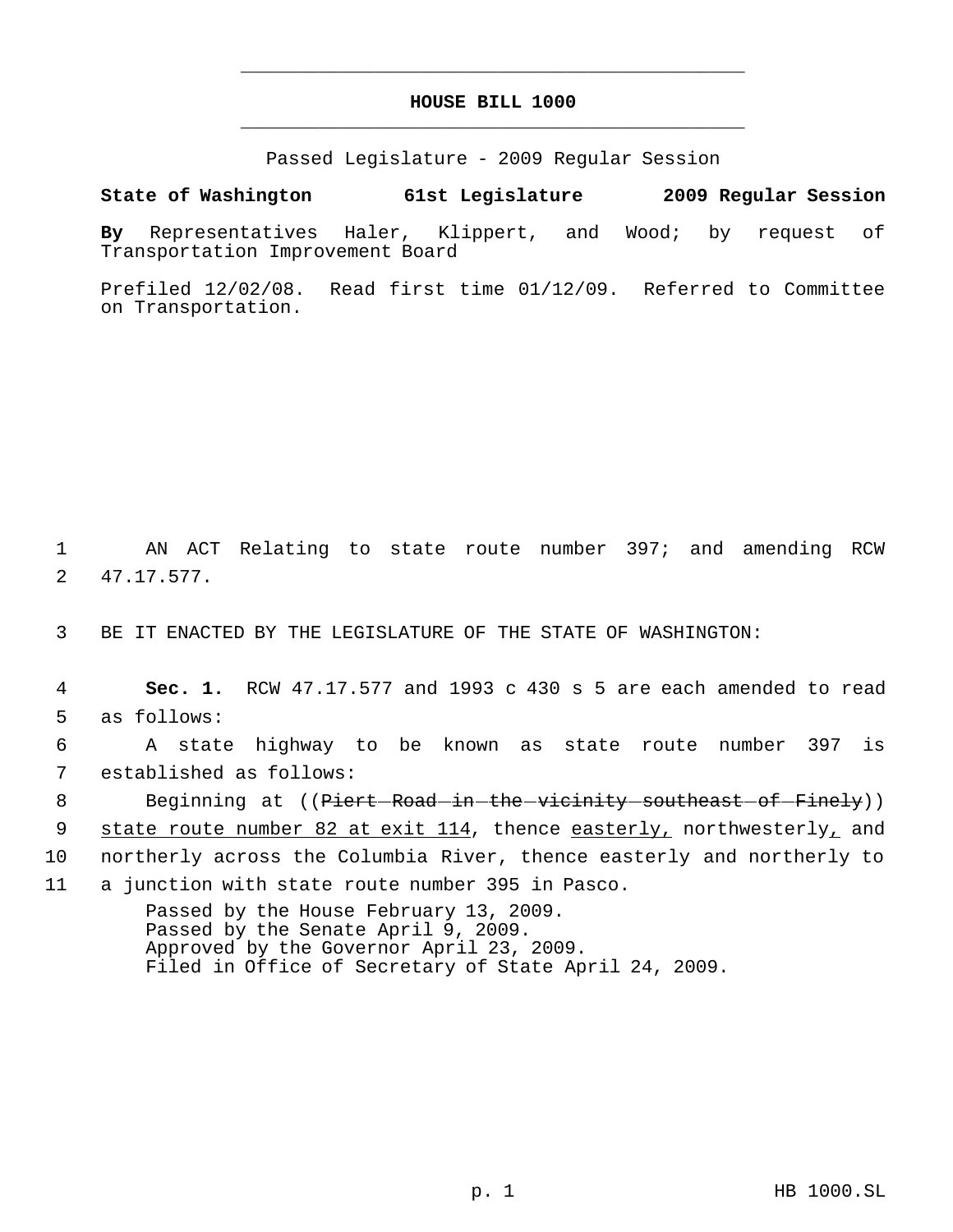# HOUSE BILL 1000

Passed Legislature - 2009 Regular Session

**State of Washington 61st Legislature 2009 Regular Session**

**By** Representatives Haler, Klippert, and Wood; by request of Transportation Improvement Board

Prefiled 12/02/08. Read first time 01/12/09. Referred to Committee on Transportation.

1 AN ACT Relating to state route number 397; and amending RCW
2 47.17.577.

3 BE IT ENACTED BY THE LEGISLATURE OF THE STATE OF WASHINGTON:

4 **Sec. 1.** RCW 47.17.577 and 1993 c 430 s 5 are each amended to read
5 as follows:

6 A state highway to be known as state route number 397 is
7 established as follows:

8 Beginning at ((~~Piert Road in the vicinity southeast of Finely~~))
9 state route number 82 at exit 114, thence easterly, northwesterly, and
10 northerly across the Columbia River, thence easterly and northerly to
11 a junction with state route number 395 in Pasco.

Passed by the House February 13, 2009.
Passed by the Senate April 9, 2009.
Approved by the Governor April 23, 2009.
Filed in Office of Secretary of State April 24, 2009.